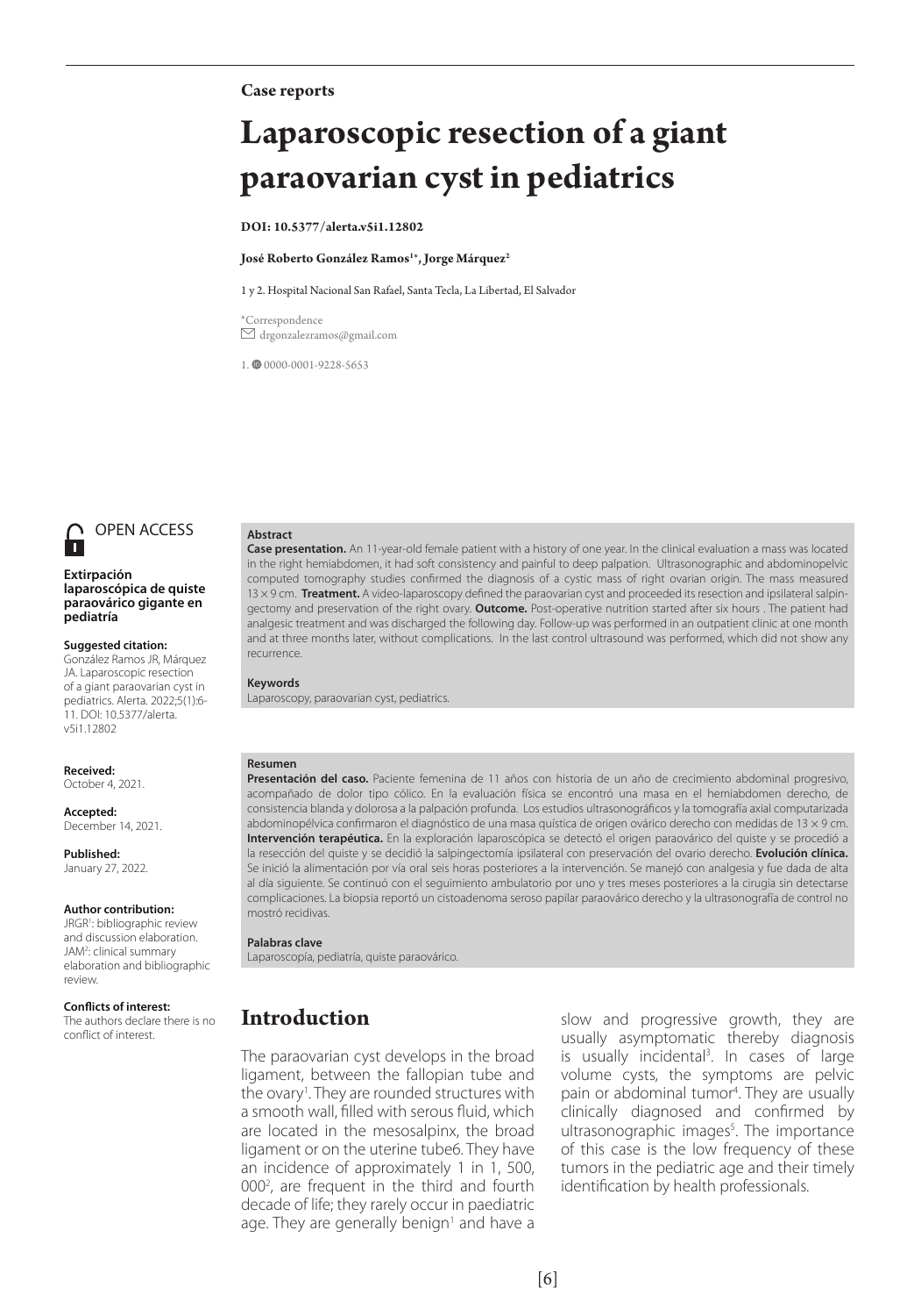Case reports

# Laparoscopic resection of a giant paraovarian cyst in pediatrics

**DOI: 10.5377/alerta.v5i1.12802**

**José Roberto González Ramos[1*], Jorge Márquez[2]**

1 y 2. Hospital Nacional San Rafael, Santa Tecla, La Libertad, El Salvador

*Correspondence
drgonzalezramos@gmail.com

1. 0000-0001-9228-5653

OPEN ACCESS

**Extirpación laparoscópica de quiste paraovárico gigante en pediatría**

**Suggested citation:**
González Ramos JR, Márquez JA. Laparoscopic resection of a giant paraovarian cyst in pediatrics. Alerta. 2022;5(1):6-11. DOI: 10.5377/alerta.v5i1.12802

**Received:**
October 4, 2021.

**Accepted:**
December 14, 2021.

**Published:**
January 27, 2022.

**Author contribution:**
JRGR[1]: bibliographic review and discussion elaboration. JAM[2]: clinical summary elaboration and bibliographic review.

**Conflicts of interest:**
The authors declare there is no conflict of interest.

**Abstract**

**Case presentation.** An 11-year-old female patient with a history of one year. In the clinical evaluation a mass was located in the right hemiabdomen, it had soft consistency and painful to deep palpation. Ultrasonographic and abdominopelvic computed tomography studies confirmed the diagnosis of a cystic mass of right ovarian origin. The mass measured 13 × 9 cm. **Treatment.** A video-laparoscopy defined the paraovarian cyst and proceeded its resection and ipsilateral salpingectomy and preservation of the right ovary. **Outcome.** Post-operative nutrition started after six hours . The patient had analgesic treatment and was discharged the following day. Follow-up was performed in an outpatient clinic at one month and at three months later, without complications. In the last control ultrasound was performed, which did not show any recurrence.

**Keywords**
Laparoscopy, paraovarian cyst, pediatrics.

**Resumen**

**Presentación del caso.** Paciente femenina de 11 años con historia de un año de crecimiento abdominal progresivo, acompañado de dolor tipo cólico. En la evaluación física se encontró una masa en el hemiabdomen derecho, de consistencia blanda y dolorosa a la palpación profunda. Los estudios ultrasonográficos y la tomografía axial computarizada abdominopélvica confirmaron el diagnóstico de una masa quística de origen ovárico derecho con medidas de 13 × 9 cm. **Intervención terapéutica.** En la exploración laparoscópica se detectó el origen paraovárico del quiste y se procedió a la resección del quiste y se decidió la salpingectomía ipsilateral con preservación del ovario derecho. **Evolución clínica.** Se inició la alimentación por vía oral seis horas posteriores a la intervención. Se manejó con analgesia y fue dada de alta al día siguiente. Se continuó con el seguimiento ambulatorio por uno y tres meses posteriores a la cirugía sin detectarse complicaciones. La biopsia reportó un cistoadenoma seroso papilar paraovárico derecho y la ultrasonografía de control no mostró recidivas.

**Palabras clave**
Laparoscopía, pediatría, quiste paraovárico.

## Introduction

The paraovarian cyst develops in the broad ligament, between the fallopian tube and the ovary[1]. They are rounded structures with a smooth wall, filled with serous fluid, which are located in the mesosalpinx, the broad ligament or on the uterine tube6. They have an incidence of approximately 1 in 1, 500, 000[2], are frequent in the third and fourth decade of life; they rarely occur in paediatric age. They are generally benign[1] and have a slow and progressive growth, they are usually asymptomatic thereby diagnosis is usually incidental[3]. In cases of large volume cysts, the symptoms are pelvic pain or abdominal tumor[4]. They are usually clinically diagnosed and confirmed by ultrasonographic images[5]. The importance of this case is the low frequency of these tumors in the pediatric age and their timely identification by health professionals.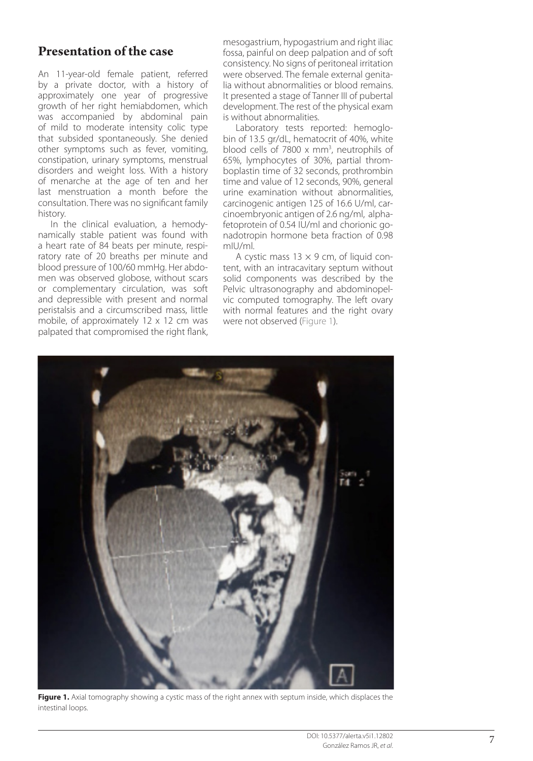## Presentation of the case

An 11-year-old female patient, referred by a private doctor, with a history of approximately one year of progressive growth of her right hemiabdomen, which was accompanied by abdominal pain of mild to moderate intensity colic type that subsided spontaneously. She denied other symptoms such as fever, vomiting, constipation, urinary symptoms, menstrual disorders and weight loss. With a history of menarche at the age of ten and her last menstruation a month before the consultation. There was no significant family history.

In the clinical evaluation, a hemodynamically stable patient was found with a heart rate of 84 beats per minute, respiratory rate of 20 breaths per minute and blood pressure of 100/60 mmHg. Her abdomen was observed globose, without scars or complementary circulation, was soft and depressible with present and normal peristalsis and a circumscribed mass, little mobile, of approximately 12 x 12 cm was palpated that compromised the right flank, mesogastrium, hypogastrium and right iliac fossa, painful on deep palpation and of soft consistency. No signs of peritoneal irritation were observed. The female external genitalia without abnormalities or blood remains. It presented a stage of Tanner III of pubertal development. The rest of the physical exam is without abnormalities.

Laboratory tests reported: hemoglobin of 13.5 gr/dL, hematocrit of 40%, white blood cells of 7800 x $mm^3$, neutrophils of 65%, lymphocytes of 30%, partial thromboplastin time of 32 seconds, prothrombin time and value of 12 seconds, 90%, general urine examination without abnormalities, carcinogenic antigen 125 of 16.6 U/ml, carcinoembryonic antigen of 2.6 ng/ml, alpha-fetoprotein of 0.54 IU/ml and chorionic gonadotropin hormone beta fraction of 0.98 mIU/ml.

A cystic mass 13 × 9 cm, of liquid content, with an intracavitary septum without solid components was described by the Pelvic ultrasonography and abdominopelvic computed tomography. The left ovary with normal features and the right ovary were not observed (Figure 1).

**Figure 1.** Axial tomography showing a cystic mass of the right annex with septum inside, which displaces the intestinal loops.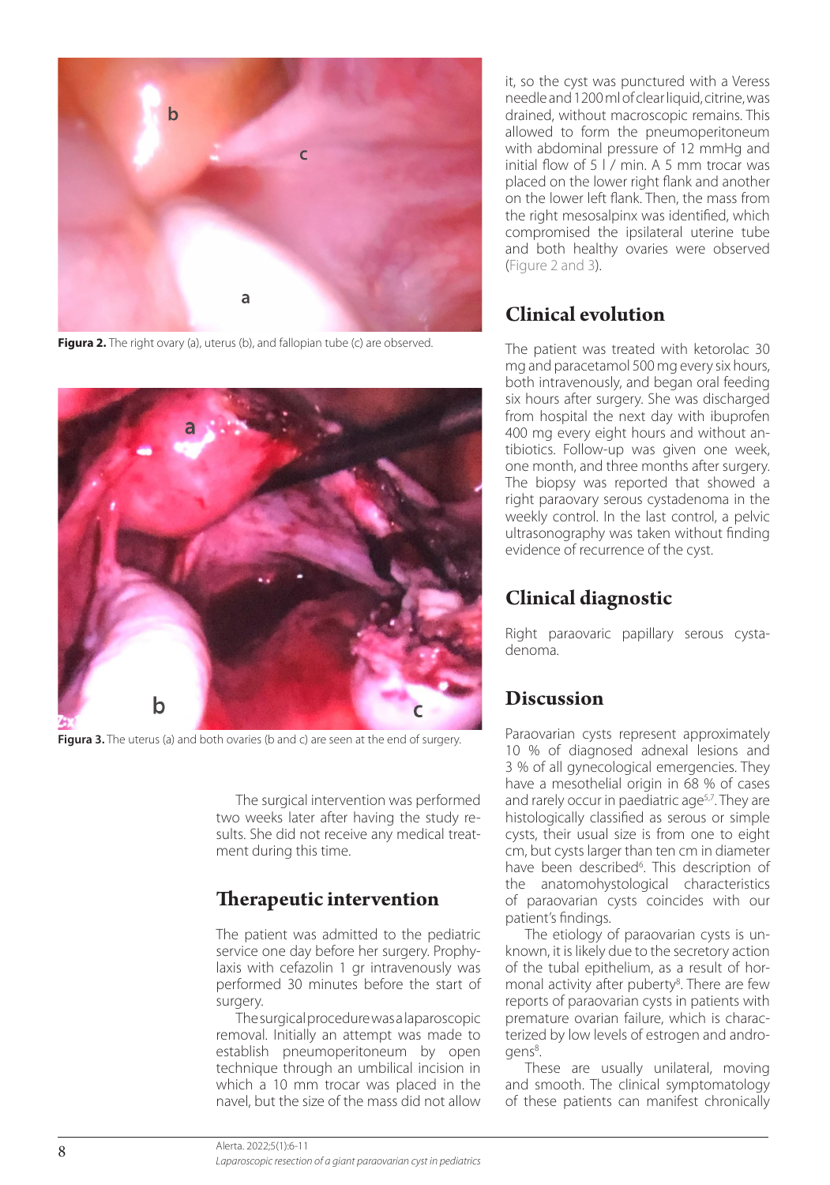Figura 2. The right ovary (a), uterus (b), and fallopian tube (c) are observed.

Figura 3. The uterus (a) and both ovaries (b and c) are seen at the end of surgery.

The surgical intervention was performed two weeks later after having the study results. She did not receive any medical treatment during this time.

## Therapeutic intervention

The patient was admitted to the pediatric service one day before her surgery. Prophylaxis with cefazolin 1 gr intravenously was performed 30 minutes before the start of surgery.

The surgical procedure was a laparoscopic removal. Initially an attempt was made to establish pneumoperitoneum by open technique through an umbilical incision in which a 10 mm trocar was placed in the navel, but the size of the mass did not allow it, so the cyst was punctured with a Veress needle and 1200 ml of clear liquid, citrine, was drained, without macroscopic remains. This allowed to form the pneumoperitoneum with abdominal pressure of 12 mmHg and initial flow of 5 l / min. A 5 mm trocar was placed on the lower right flank and another on the lower left flank. Then, the mass from the right mesosalpinx was identified, which compromised the ipsilateral uterine tube and both healthy ovaries were observed (Figure 2 and 3).

## Clinical evolution

The patient was treated with ketorolac 30 mg and paracetamol 500 mg every six hours, both intravenously, and began oral feeding six hours after surgery. She was discharged from hospital the next day with ibuprofen 400 mg every eight hours and without antibiotics. Follow-up was given one week, one month, and three months after surgery. The biopsy was reported that showed a right paraovary serous cystadenoma in the weekly control. In the last control, a pelvic ultrasonography was taken without finding evidence of recurrence of the cyst.

## Clinical diagnostic

Right paraovaric papillary serous cystadenoma.

## Discussion

Paraovarian cysts represent approximately 10 % of diagnosed adnexal lesions and 3 % of all gynecological emergencies. They have a mesothelial origin in 68 % of cases and rarely occur in paediatric age[5,7]. They are histologically classified as serous or simple cysts, their usual size is from one to eight cm, but cysts larger than ten cm in diameter have been described[6]. This description of the anatomohystological characteristics of paraovarian cysts coincides with our patient's findings.

The etiology of paraovarian cysts is unknown, it is likely due to the secretory action of the tubal epithelium, as a result of hormonal activity after puberty[8]. There are few reports of paraovarian cysts in patients with premature ovarian failure, which is characterized by low levels of estrogen and androgens[8].

These are usually unilateral, moving and smooth. The clinical symptomatology of these patients can manifest chronically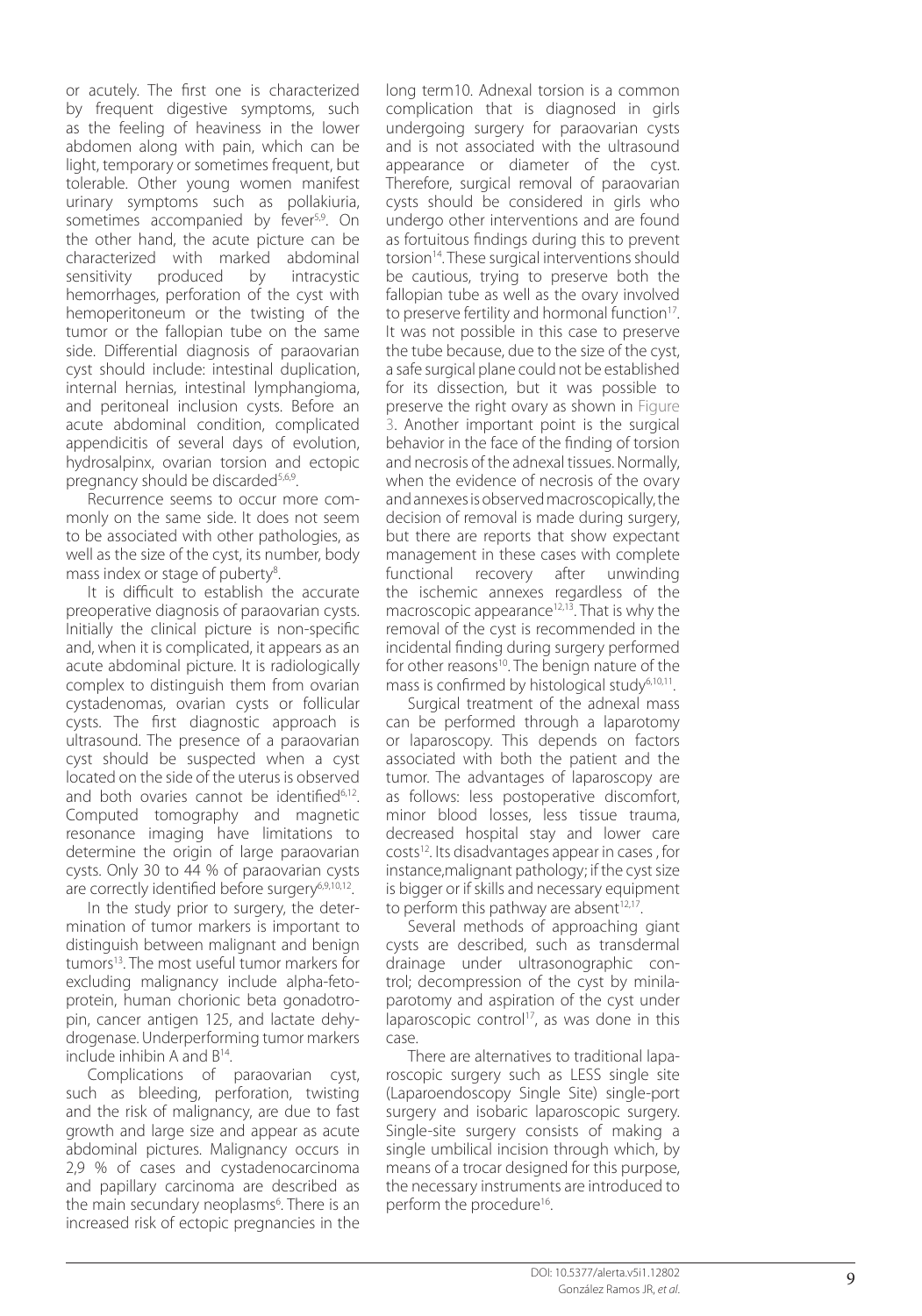or acutely. The first one is characterized by frequent digestive symptoms, such as the feeling of heaviness in the lower abdomen along with pain, which can be light, temporary or sometimes frequent, but tolerable. Other young women manifest urinary symptoms such as pollakiuria, sometimes accompanied by fever[5,9]. On the other hand, the acute picture can be characterized with marked abdominal sensitivity produced by intracystic hemorrhages, perforation of the cyst with hemoperitoneum or the twisting of the tumor or the fallopian tube on the same side. Differential diagnosis of paraovarian cyst should include: intestinal duplication, internal hernias, intestinal lymphangioma, and peritoneal inclusion cysts. Before an acute abdominal condition, complicated appendicitis of several days of evolution, hydrosalpinx, ovarian torsion and ectopic pregnancy should be discarded[5,6,9].

Recurrence seems to occur more commonly on the same side. It does not seem to be associated with other pathologies, as well as the size of the cyst, its number, body mass index or stage of puberty[8].

It is difficult to establish the accurate preoperative diagnosis of paraovarian cysts. Initially the clinical picture is non-specific and, when it is complicated, it appears as an acute abdominal picture. It is radiologically complex to distinguish them from ovarian cystadenomas, ovarian cysts or follicular cysts. The first diagnostic approach is ultrasound. The presence of a paraovarian cyst should be suspected when a cyst located on the side of the uterus is observed and both ovaries cannot be identified[6,12]. Computed tomography and magnetic resonance imaging have limitations to determine the origin of large paraovarian cysts. Only 30 to 44 % of paraovarian cysts are correctly identified before surgery[6,9,10,12].

In the study prior to surgery, the determination of tumor markers is important to distinguish between malignant and benign tumors[13]. The most useful tumor markers for excluding malignancy include alpha-fetoprotein, human chorionic beta gonadotropin, cancer antigen 125, and lactate dehydrogenase. Underperforming tumor markers include inhibin A and B[14].

Complications of paraovarian cyst, such as bleeding, perforation, twisting and the risk of malignancy, are due to fast growth and large size and appear as acute abdominal pictures. Malignancy occurs in 2,9 % of cases and cystadenocarcinoma and papillary carcinoma are described as the main secundary neoplasms[6]. There is an increased risk of ectopic pregnancies in the long term10. Adnexal torsion is a common complication that is diagnosed in girls undergoing surgery for paraovarian cysts and is not associated with the ultrasound appearance or diameter of the cyst. Therefore, surgical removal of paraovarian cysts should be considered in girls who undergo other interventions and are found as fortuitous findings during this to prevent torsion[14]. These surgical interventions should be cautious, trying to preserve both the fallopian tube as well as the ovary involved to preserve fertility and hormonal function[17]. It was not possible in this case to preserve the tube because, due to the size of the cyst, a safe surgical plane could not be established for its dissection, but it was possible to preserve the right ovary as shown in Figure 3. Another important point is the surgical behavior in the face of the finding of torsion and necrosis of the adnexal tissues. Normally, when the evidence of necrosis of the ovary and annexes is observed macroscopically, the decision of removal is made during surgery, but there are reports that show expectant management in these cases with complete functional recovery after unwinding the ischemic annexes regardless of the macroscopic appearance[12,13]. That is why the removal of the cyst is recommended in the incidental finding during surgery performed for other reasons[10]. The benign nature of the mass is confirmed by histological study[6,10,11].

Surgical treatment of the adnexal mass can be performed through a laparotomy or laparoscopy. This depends on factors associated with both the patient and the tumor. The advantages of laparoscopy are as follows: less postoperative discomfort, minor blood losses, less tissue trauma, decreased hospital stay and lower care costs[12]. Its disadvantages appear in cases , for instance,malignant pathology; if the cyst size is bigger or if skills and necessary equipment to perform this pathway are absent[12,17].

Several methods of approaching giant cysts are described, such as transdermal drainage under ultrasonographic control; decompression of the cyst by minilaparotomy and aspiration of the cyst under laparoscopic control[17], as was done in this case.

There are alternatives to traditional laparoscopic surgery such as LESS single site (Laparoendoscopy Single Site) single-port surgery and isobaric laparoscopic surgery. Single-site surgery consists of making a single umbilical incision through which, by means of a trocar designed for this purpose, the necessary instruments are introduced to perform the procedure[16].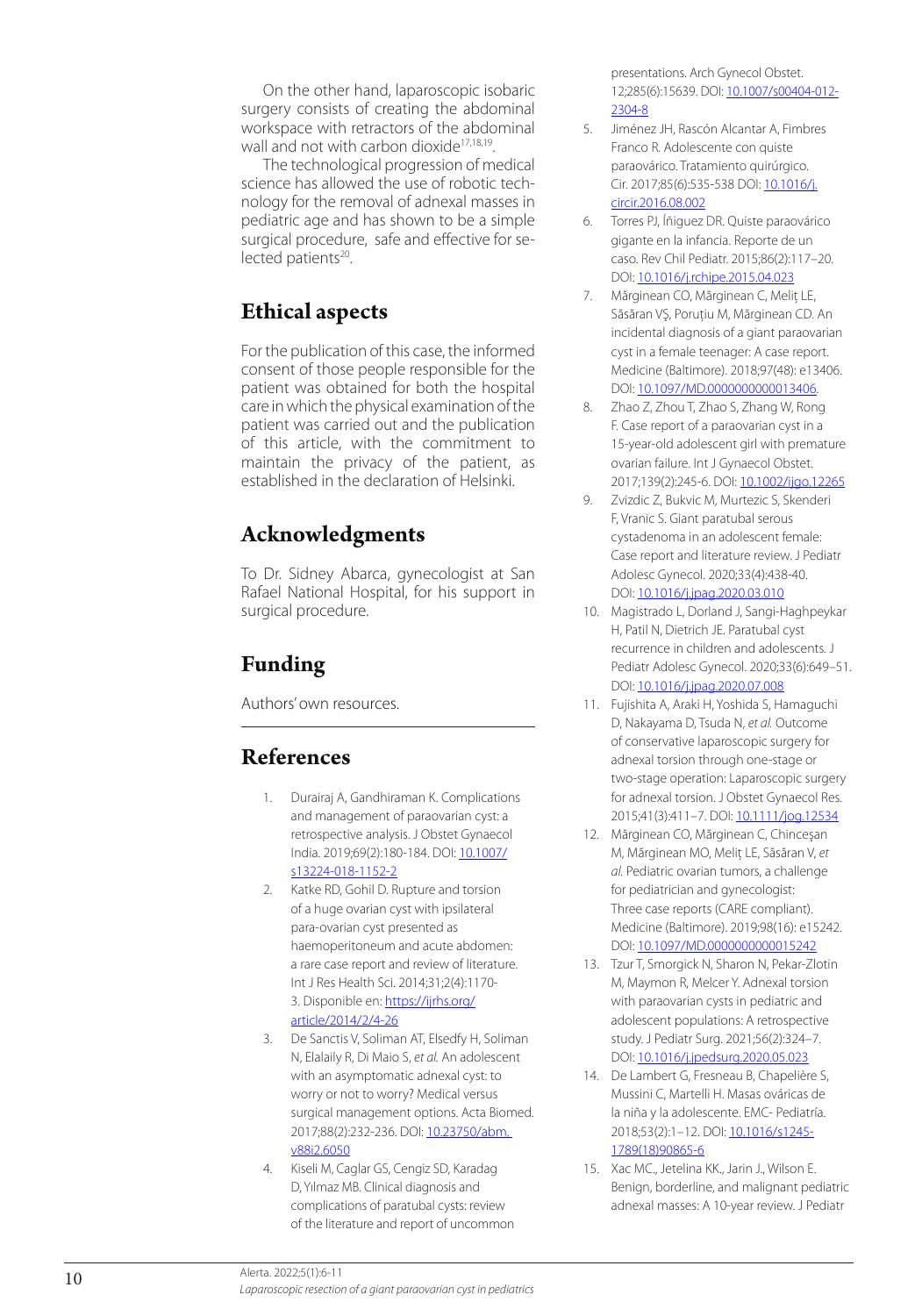On the other hand, laparoscopic isobaric surgery consists of creating the abdominal workspace with retractors of the abdominal wall and not with carbon dioxide[17,18,19].

The technological progression of medical science has allowed the use of robotic technology for the removal of adnexal masses in pediatric age and has shown to be a simple surgical procedure, safe and effective for selected patients[20].

## Ethical aspects

For the publication of this case, the informed consent of those people responsible for the patient was obtained for both the hospital care in which the physical examination of the patient was carried out and the publication of this article, with the commitment to maintain the privacy of the patient, as established in the declaration of Helsinki.

## Acknowledgments

To Dr. Sidney Abarca, gynecologist at San Rafael National Hospital, for his support in surgical procedure.

## Funding

Authors' own resources.

## References

1. Durairaj A, Gandhiraman K. Complications and management of paraovarian cyst: a retrospective analysis. J Obstet Gynaecol India. 2019;69(2):180-184. DOI: 10.1007/s13224-018-1152-2
2. Katke RD, Gohil D. Rupture and torsion of a huge ovarian cyst with ipsilateral para-ovarian cyst presented as haemoperitoneum and acute abdomen: a rare case report and review of literature. Int J Res Health Sci. 2014;31;2(4):1170-3. Disponible en: https://ijrhs.org/article/2014/2/4-26
3. De Sanctis V, Soliman AT, Elsedfy H, Soliman N, Elalaily R, Di Maio S, *et al.* An adolescent with an asymptomatic adnexal cyst: to worry or not to worry? Medical versus surgical management options. Acta Biomed. 2017;88(2):232-236. DOI: 10.23750/abm.v88i2.6050
4. Kiseli M, Caglar GS, Cengiz SD, Karadag D, Yılmaz MB. Clinical diagnosis and complications of paratubal cysts: review of the literature and report of uncommon presentations. Arch Gynecol Obstet. 12;285(6):15639. DOI: 10.1007/s00404-012-2304-8
5. Jiménez JH, Rascón Alcantar A, Fimbres Franco R. Adolescente con quiste paraovárico. Tratamiento quirúrgico. Cir. 2017;85(6):535-538 DOI: 10.1016/j.circir.2016.08.002
6. Torres PJ, Íñiguez DR. Quiste paraovárico gigante en la infancia. Reporte de un caso. Rev Chil Pediatr. 2015;86(2):117–20. DOI: 10.1016/j.rchipe.2015.04.023
7. Mărginean CO, Mărginean C, Meliț LE, Săsăran VȘ, Poruțiu M, Mărginean CD. An incidental diagnosis of a giant paraovarian cyst in a female teenager: A case report. Medicine (Baltimore). 2018;97(48): e13406. DOI: 10.1097/MD.0000000000013406.
8. Zhao Z, Zhou T, Zhao S, Zhang W, Rong F. Case report of a paraovarian cyst in a 15-year-old adolescent girl with premature ovarian failure. Int J Gynaecol Obstet. 2017;139(2):245-6. DOI: 10.1002/ijgo.12265
9. Zvizdic Z, Bukvic M, Murtezic S, Skenderi F, Vranic S. Giant paratubal serous cystadenoma in an adolescent female: Case report and literature review. J Pediatr Adolesc Gynecol. 2020;33(4):438-40. DOI: 10.1016/j.jpag.2020.03.010
10. Magistrado L, Dorland J, Sangi-Haghpeykar H, Patil N, Dietrich JE. Paratubal cyst recurrence in children and adolescents. J Pediatr Adolesc Gynecol. 2020;33(6):649–51. DOI: 10.1016/j.jpag.2020.07.008
11. Fujishita A, Araki H, Yoshida S, Hamaguchi D, Nakayama D, Tsuda N, *et al.* Outcome of conservative laparoscopic surgery for adnexal torsion through one-stage or two-stage operation: Laparoscopic surgery for adnexal torsion. J Obstet Gynaecol Res. 2015;41(3):411–7. DOI: 10.1111/jog.12534
12. Mărginean CO, Mărginean C, Chinceşan M, Mărginean MO, Meliț LE, Săsăran V, *et al.* Pediatric ovarian tumors, a challenge for pediatrician and gynecologist: Three case reports (CARE compliant). Medicine (Baltimore). 2019;98(16): e15242. DOI: 10.1097/MD.0000000000015242
13. Tzur T, Smorgick N, Sharon N, Pekar-Zlotin M, Maymon R, Melcer Y. Adnexal torsion with paraovarian cysts in pediatric and adolescent populations: A retrospective study. J Pediatr Surg. 2021;56(2):324–7. DOI: 10.1016/j.jpedsurg.2020.05.023
14. De Lambert G, Fresneau B, Chapelière S, Mussini C, Martelli H. Masas ováricas de la niña y la adolescente. EMC- Pediatría. 2018;53(2):1–12. DOI: 10.1016/s1245-1789(18)90865-6
15. Xac MC., Jetelina KK., Jarin J., Wilson E. Benign, borderline, and malignant pediatric adnexal masses: A 10-year review. J Pediatr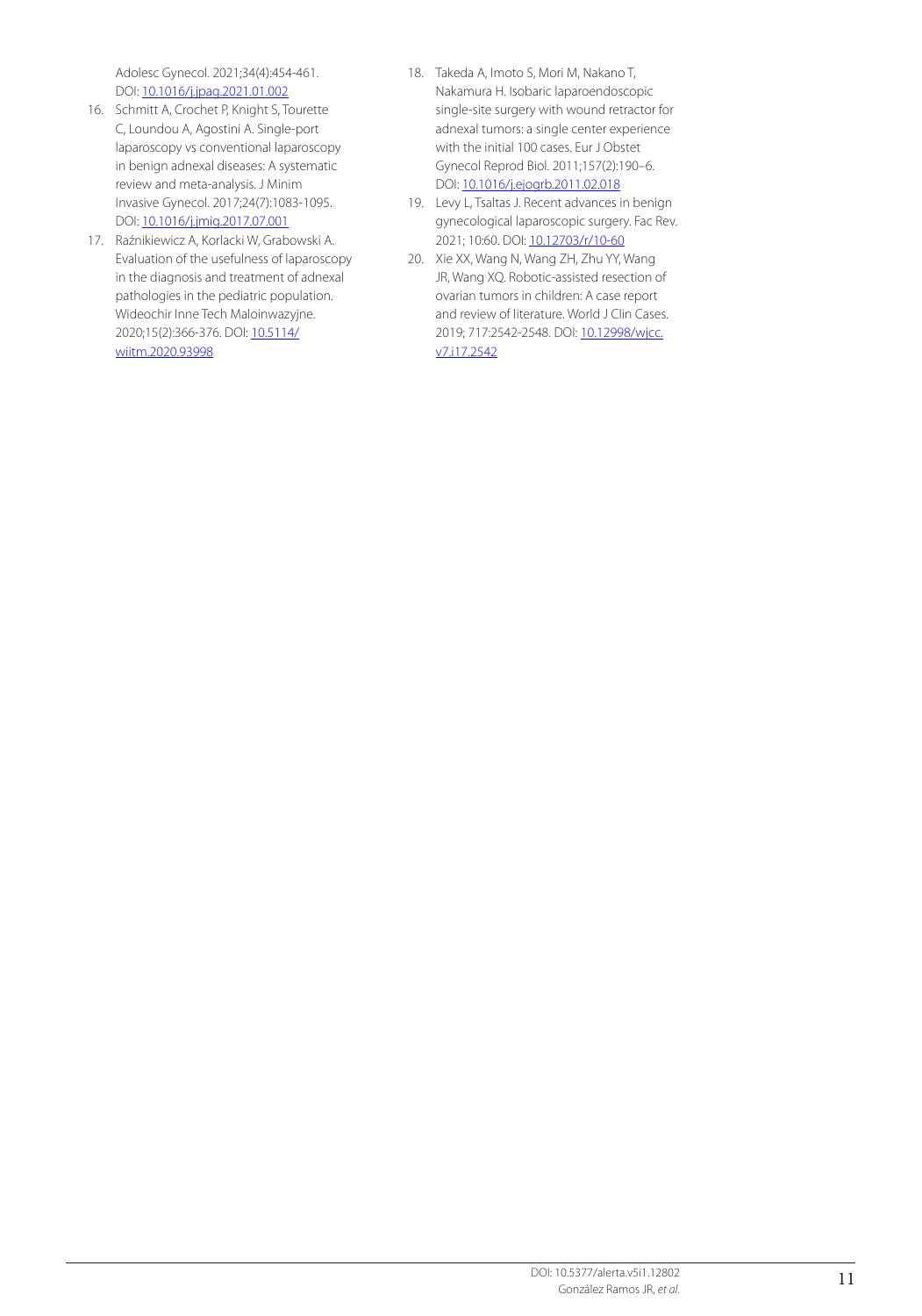Adolesc Gynecol. 2021;34(4):454-461. DOI: 10.1016/j.jpag.2021.01.002

16. Schmitt A, Crochet P, Knight S, Tourette C, Loundou A, Agostini A. Single-port laparoscopy vs conventional laparoscopy in benign adnexal diseases: A systematic review and meta-analysis. J Minim Invasive Gynecol. 2017;24(7):1083-1095. DOI: 10.1016/j.jmig.2017.07.001
17. Raźnikiewicz A, Korlacki W, Grabowski A. Evaluation of the usefulness of laparoscopy in the diagnosis and treatment of adnexal pathologies in the pediatric population. Wideochir Inne Tech Maloinwazyjne. 2020;15(2):366-376. DOI: 10.5114/wiitm.2020.93998
18. Takeda A, Imoto S, Mori M, Nakano T, Nakamura H. Isobaric laparoendoscopic single-site surgery with wound retractor for adnexal tumors: a single center experience with the initial 100 cases. Eur J Obstet Gynecol Reprod Biol. 2011;157(2):190–6. DOI: 10.1016/j.ejogrb.2011.02.018
19. Levy L, Tsaltas J. Recent advances in benign gynecological laparoscopic surgery. Fac Rev. 2021; 10:60. DOI: 10.12703/r/10-60
20. Xie XX, Wang N, Wang ZH, Zhu YY, Wang JR, Wang XQ. Robotic-assisted resection of ovarian tumors in children: A case report and review of literature. World J Clin Cases. 2019; 717:2542-2548. DOI: 10.12998/wjcc.v7.i17.2542